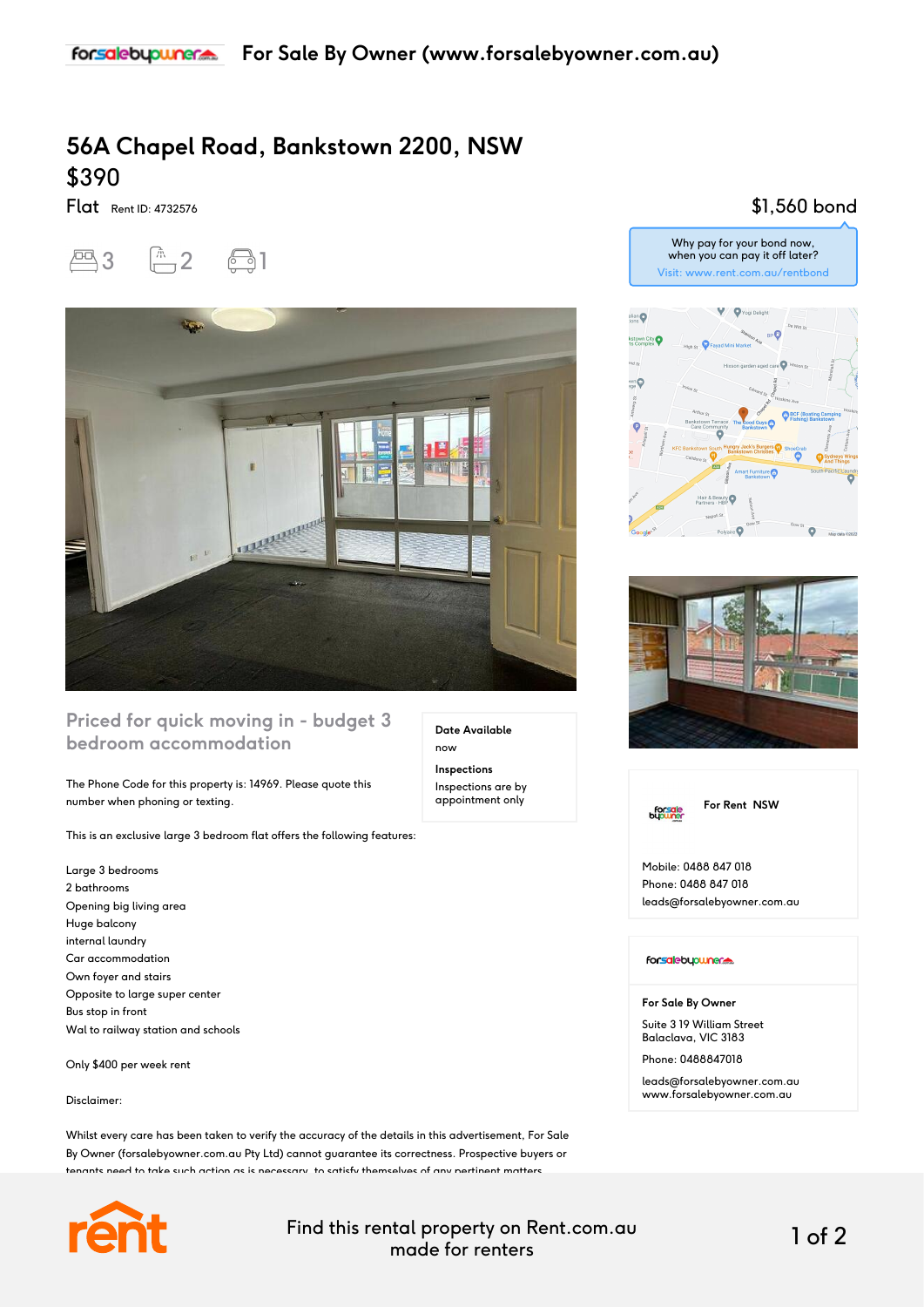# 56A Chapel Road, Bankstown 2200, NSW

## $390

Flat Rent ID: 4732576

$1,560 bond

Why pay for your bond now, when you can pay it off later?
Visit: www.rent.com.au/rentbond

3 2 1

## Priced for quick moving in - budget 3 bedroom accommodation

**Date Available**
now

**Inspections**
Inspections are by appointment only

The Phone Code for this property is: 14969. Please quote this number when phoning or texting.

This is an exclusive large 3 bedroom flat offers the following features:

Large 3 bedrooms
2 bathrooms
Opening big living area
Huge balcony
internal laundry
Car accommodation
Own foyer and stairs
Opposite to large super center
Bus stop in front
Wal to railway station and schools

Only $400 per week rent

Disclaimer:

Whilst every care has been taken to verify the accuracy of the details in this advertisement, For Sale By Owner (forsalebyowner.com.au Pty Ltd) cannot guarantee its correctness. Prospective buyers or tenants need to take such action as is necessary to satisfy themselves of any pertinent matters

**For Rent NSW**

Mobile: 0488 847 018
Phone: 0488 847 018
leads@forsalebyowner.com.au

**For Sale By Owner**

Suite 3 19 William Street
Balaclava, VIC 3183

Phone: 0488847018

leads@forsalebyowner.com.au
www.forsalebyowner.com.au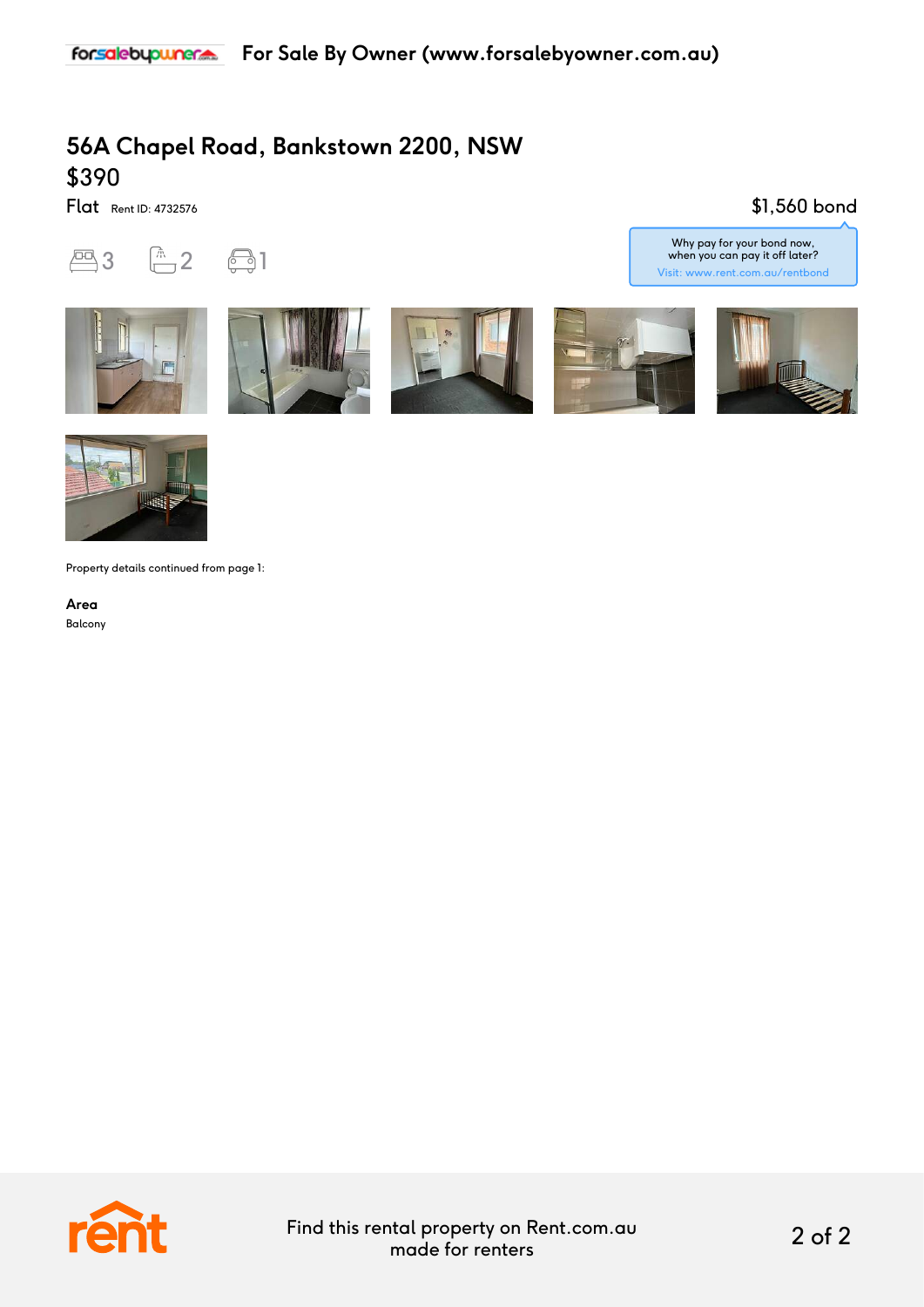# 56A Chapel Road, Bankstown 2200, NSW

$390

Flat Rent ID: 4732576

$1,560 bond

Why pay for your bond now, when you can pay it off later?
Visit: www.rent.com.au/rentbond

3 2 1

Property details continued from page 1:

**Area**

Balcony

Find this rental property on Rent.com.au made for renters